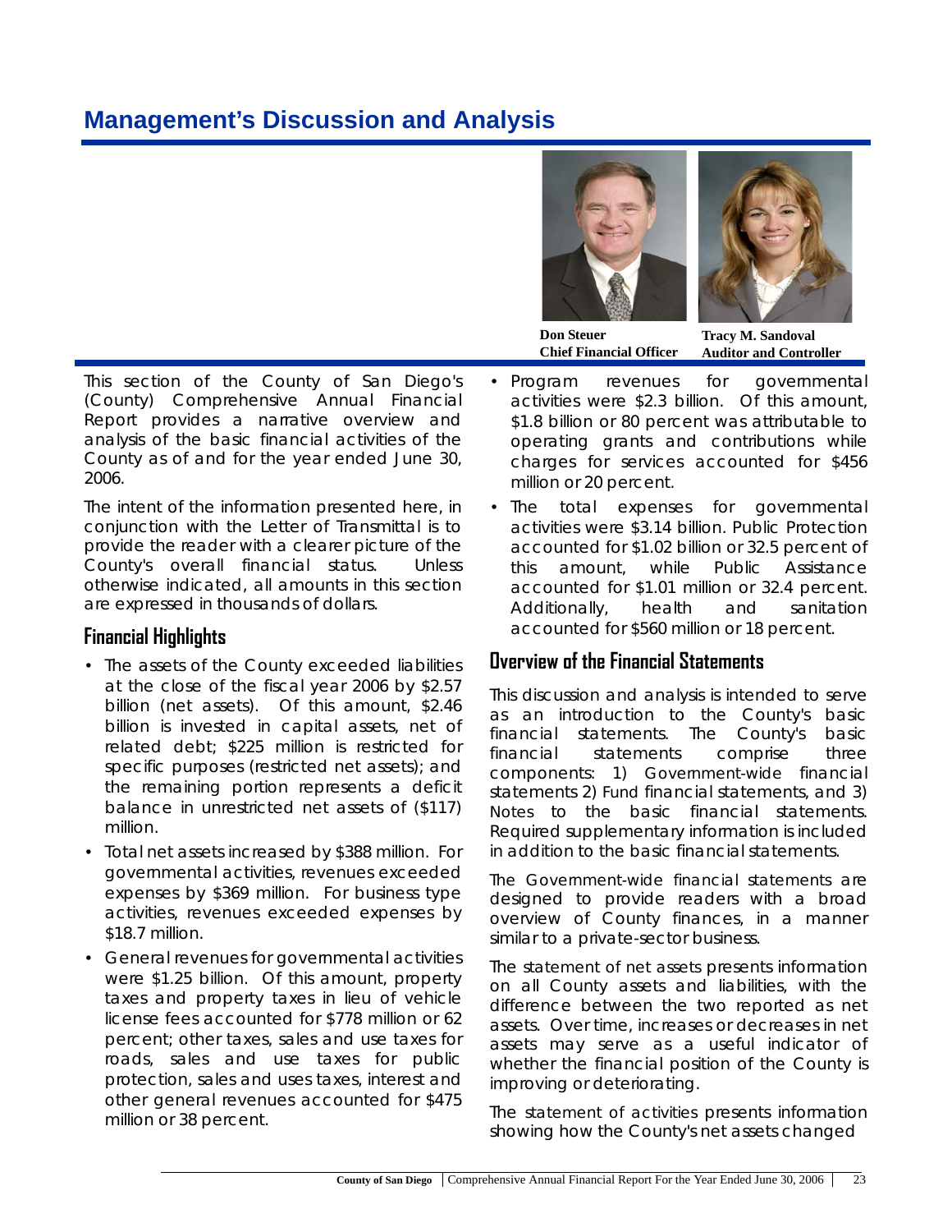# Management's Discussion and Analysis

**Don Steuer**
**Chief Financial Officer**

**Tracy M. Sandoval**
**Auditor and Controller**

This section of the County of San Diego's (County) Comprehensive Annual Financial Report provides a narrative overview and analysis of the basic financial activities of the County as of and for the year ended June 30, 2006.

The intent of the information presented here, in conjunction with the Letter of Transmittal is to provide the reader with a clearer picture of the County's overall financial status. Unless otherwise indicated, all amounts in this section are expressed in thousands of dollars.

## Financial Highlights

- The assets of the County exceeded liabilities at the close of the fiscal year 2006 by $2.57 billion (net assets). Of this amount, $2.46 billion is invested in capital assets, net of related debt; $225 million is restricted for specific purposes (restricted net assets); and the remaining portion represents a deficit balance in unrestricted net assets of ($117) million.
- Total net assets increased by $388 million. For governmental activities, revenues exceeded expenses by $369 million. For business type activities, revenues exceeded expenses by $18.7 million.
- General revenues for governmental activities were $1.25 billion. Of this amount, property taxes and property taxes in lieu of vehicle license fees accounted for $778 million or 62 percent; other taxes, sales and use taxes for roads, sales and use taxes for public protection, sales and uses taxes, interest and other general revenues accounted for $475 million or 38 percent.
- Program revenues for governmental activities were $2.3 billion. Of this amount, $1.8 billion or 80 percent was attributable to operating grants and contributions while charges for services accounted for $456 million or 20 percent.
- The total expenses for governmental activities were $3.14 billion. Public Protection accounted for $1.02 billion or 32.5 percent of this amount, while Public Assistance accounted for $1.01 million or 32.4 percent. Additionally, health and sanitation accounted for $560 million or 18 percent.

## Overview of the Financial Statements

This discussion and analysis is intended to serve as an introduction to the County's basic financial statements. The County's basic financial statements comprise three components: 1) Government-wide financial statements 2) Fund financial statements, and 3) Notes to the basic financial statements. Required supplementary information is included in addition to the basic financial statements.

The Government-wide financial statements are designed to provide readers with a broad overview of County finances, in a manner similar to a private-sector business.

The statement of net assets presents information on all County assets and liabilities, with the difference between the two reported as net assets. Over time, increases or decreases in net assets may serve as a useful indicator of whether the financial position of the County is improving or deteriorating.

The statement of activities presents information showing how the County's net assets changed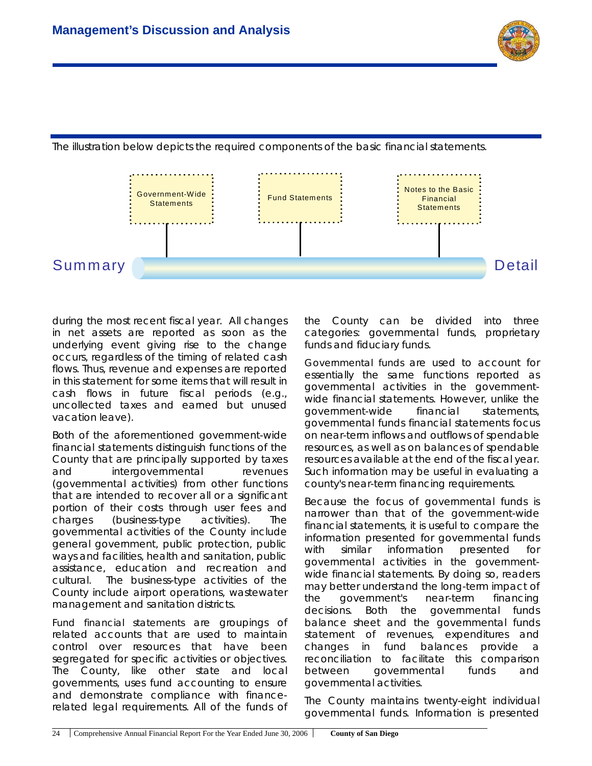The illustration below depicts the required components of the basic financial statements.

Government-Wide Statements | Fund Statements | Notes to the Basic Financial Statements

Summary → Detail

during the most recent fiscal year. All changes in net assets are reported as soon as the underlying event giving rise to the change occurs, regardless of the timing of related cash flows. Thus, revenue and expenses are reported in this statement for some items that will result in cash flows in future fiscal periods (e.g., uncollected taxes and earned but unused vacation leave).

Both of the aforementioned government-wide financial statements distinguish functions of the County that are principally supported by taxes and intergovernmental revenues (governmental activities) from other functions that are intended to recover all or a significant portion of their costs through user fees and charges (business-type activities). The governmental activities of the County include general government, public protection, public ways and facilities, health and sanitation, public assistance, education and recreation and cultural. The business-type activities of the County include airport operations, wastewater management and sanitation districts.

Fund financial statements are groupings of related accounts that are used to maintain control over resources that have been segregated for specific activities or objectives. The County, like other state and local governments, uses fund accounting to ensure and demonstrate compliance with finance-related legal requirements. All of the funds of the County can be divided into three categories: governmental funds, proprietary funds and fiduciary funds.

Governmental funds are used to account for essentially the same functions reported as governmental activities in the government-wide financial statements. However, unlike the government-wide financial statements, governmental funds financial statements focus on near-term inflows and outflows of spendable resources, as well as on balances of spendable resources available at the end of the fiscal year. Such information may be useful in evaluating a county's near-term financing requirements.

Because the focus of governmental funds is narrower than that of the government-wide financial statements, it is useful to compare the information presented for governmental funds with similar information presented for governmental activities in the government-wide financial statements. By doing so, readers may better understand the long-term impact of the government's near-term financing decisions. Both the governmental funds balance sheet and the governmental funds statement of revenues, expenditures and changes in fund balances provide a reconciliation to facilitate this comparison between governmental funds and governmental activities.

The County maintains twenty-eight individual governmental funds. Information is presented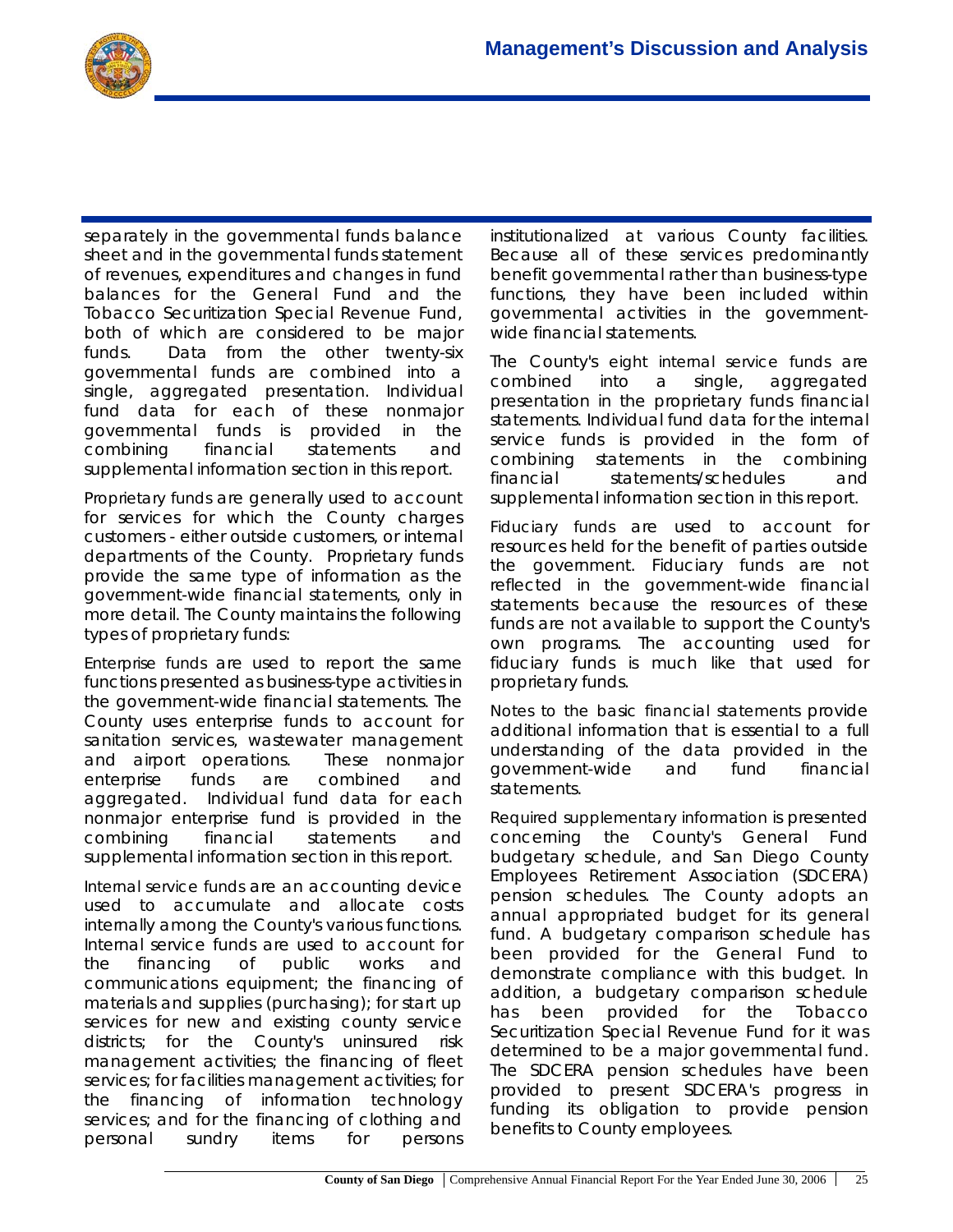separately in the governmental funds balance sheet and in the governmental funds statement of revenues, expenditures and changes in fund balances for the General Fund and the Tobacco Securitization Special Revenue Fund, both of which are considered to be major funds. Data from the other twenty-six governmental funds are combined into a single, aggregated presentation. Individual fund data for each of these nonmajor governmental funds is provided in the combining financial statements and supplemental information section in this report.

*Proprietary funds* are generally used to account for services for which the County charges customers - either outside customers, or internal departments of the County. Proprietary funds provide the same type of information as the government-wide financial statements, only in more detail. The County maintains the following types of proprietary funds:

*Enterprise funds* are used to report the same functions presented as business-type activities in the government-wide financial statements. The County uses enterprise funds to account for sanitation services, wastewater management and airport operations. These nonmajor enterprise funds are combined and aggregated. Individual fund data for each nonmajor enterprise fund is provided in the combining financial statements and supplemental information section in this report.

*Internal service funds* are an accounting device used to accumulate and allocate costs internally among the County's various functions. Internal service funds are used to account for the financing of public works and communications equipment; the financing of materials and supplies (purchasing); for start up services for new and existing county service districts; for the County's uninsured risk management activities; the financing of fleet services; for facilities management activities; for the financing of information technology services; and for the financing of clothing and personal sundry items for persons institutionalized at various County facilities. Because all of these services predominantly benefit governmental rather than business-type functions, they have been included within governmental activities in the government-wide financial statements.

The County's eight *internal service funds* are combined into a single, aggregated presentation in the proprietary funds financial statements. Individual fund data for the internal service funds is provided in the form of combining statements in the combining financial statements/schedules and supplemental information section in this report.

*Fiduciary funds* are used to account for resources held for the benefit of parties outside the government. Fiduciary funds are not reflected in the government-wide financial statements because the resources of these funds are not available to support the County's own programs. The accounting used for fiduciary funds is much like that used for proprietary funds.

*Notes to the basic financial statements* provide additional information that is essential to a full understanding of the data provided in the government-wide and fund financial statements.

*Required supplementary information* is presented concerning the County's General Fund budgetary schedule, and San Diego County Employees Retirement Association (SDCERA) pension schedules. The County adopts an annual appropriated budget for its general fund. A budgetary comparison schedule has been provided for the General Fund to demonstrate compliance with this budget. In addition, a budgetary comparison schedule has been provided for the Tobacco Securitization Special Revenue Fund for it was determined to be a major governmental fund. The SDCERA pension schedules have been provided to present SDCERA's progress in funding its obligation to provide pension benefits to County employees.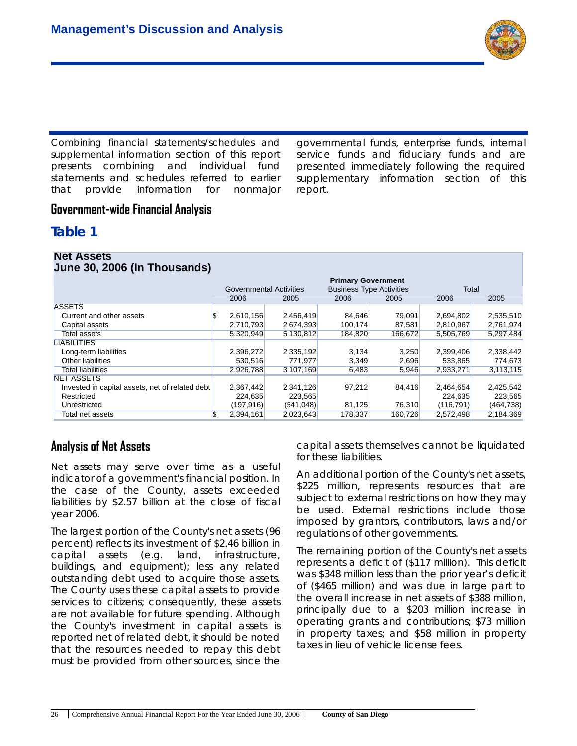Combining financial statements/schedules and supplemental information section of this report presents combining and individual fund statements and schedules referred to earlier that provide information for nonmajor governmental funds, enterprise funds, internal service funds and fiduciary funds and are presented immediately following the required supplementary information section of this report.

## Government-wide Financial Analysis

## Table 1

### Net Assets
### June 30, 2006 (In Thousands)

| | Primary Government | | | | | |
|---|---|---|---|---|---|---|
| | Governmental Activities | | Business Type Activities | | Total | |
| | 2006 | 2005 | 2006 | 2005 | 2006 | 2005 |
| ASSETS | | | | | | |
| Current and other assets | $ 2,610,156 | 2,456,419 | 84,646 | 79,091 | 2,694,802 | 2,535,510 |
| Capital assets | 2,710,793 | 2,674,393 | 100,174 | 87,581 | 2,810,967 | 2,761,974 |
| Total assets | 5,320,949 | 5,130,812 | 184,820 | 166,672 | 5,505,769 | 5,297,484 |
| LIABILITIES | | | | | | |
| Long-term liabilities | 2,396,272 | 2,335,192 | 3,134 | 3,250 | 2,399,406 | 2,338,442 |
| Other liabilities | 530,516 | 771,977 | 3,349 | 2,696 | 533,865 | 774,673 |
| Total liabilities | 2,926,788 | 3,107,169 | 6,483 | 5,946 | 2,933,271 | 3,113,115 |
| NET ASSETS | | | | | | |
| Invested in capital assets, net of related debt | 2,367,442 | 2,341,126 | 97,212 | 84,416 | 2,464,654 | 2,425,542 |
| Restricted | 224,635 | 223,565 | | | 224,635 | 223,565 |
| Unrestricted | (197,916) | (541,048) | 81,125 | 76,310 | (116,791) | (464,738) |
| Total net assets | $ 2,394,161 | 2,023,643 | 178,337 | 160,726 | 2,572,498 | 2,184,369 |

## Analysis of Net Assets

Net assets may serve over time as a useful indicator of a government's financial position. In the case of the County, assets exceeded liabilities by $2.57 billion at the close of fiscal year 2006.

The largest portion of the County's net assets (96 percent) reflects its investment of $2.46 billion in capital assets (e.g. land, infrastructure, buildings, and equipment); less any related outstanding debt used to acquire those assets. The County uses these capital assets to provide services to citizens; consequently, these assets are not available for future spending. Although the County's investment in capital assets is reported net of related debt, it should be noted that the resources needed to repay this debt must be provided from other sources, since the capital assets themselves cannot be liquidated for these liabilities.

An additional portion of the County's net assets, $225 million, represents resources that are subject to external restrictions on how they may be used. External restrictions include those imposed by grantors, contributors, laws and/or regulations of other governments.

The remaining portion of the County's net assets represents a deficit of ($117 million). This deficit was $348 million less than the prior year's deficit of ($465 million) and was due in large part to the overall increase in net assets of $388 million, principally due to a $203 million increase in operating grants and contributions; $73 million in property taxes; and $58 million in property taxes in lieu of vehicle license fees.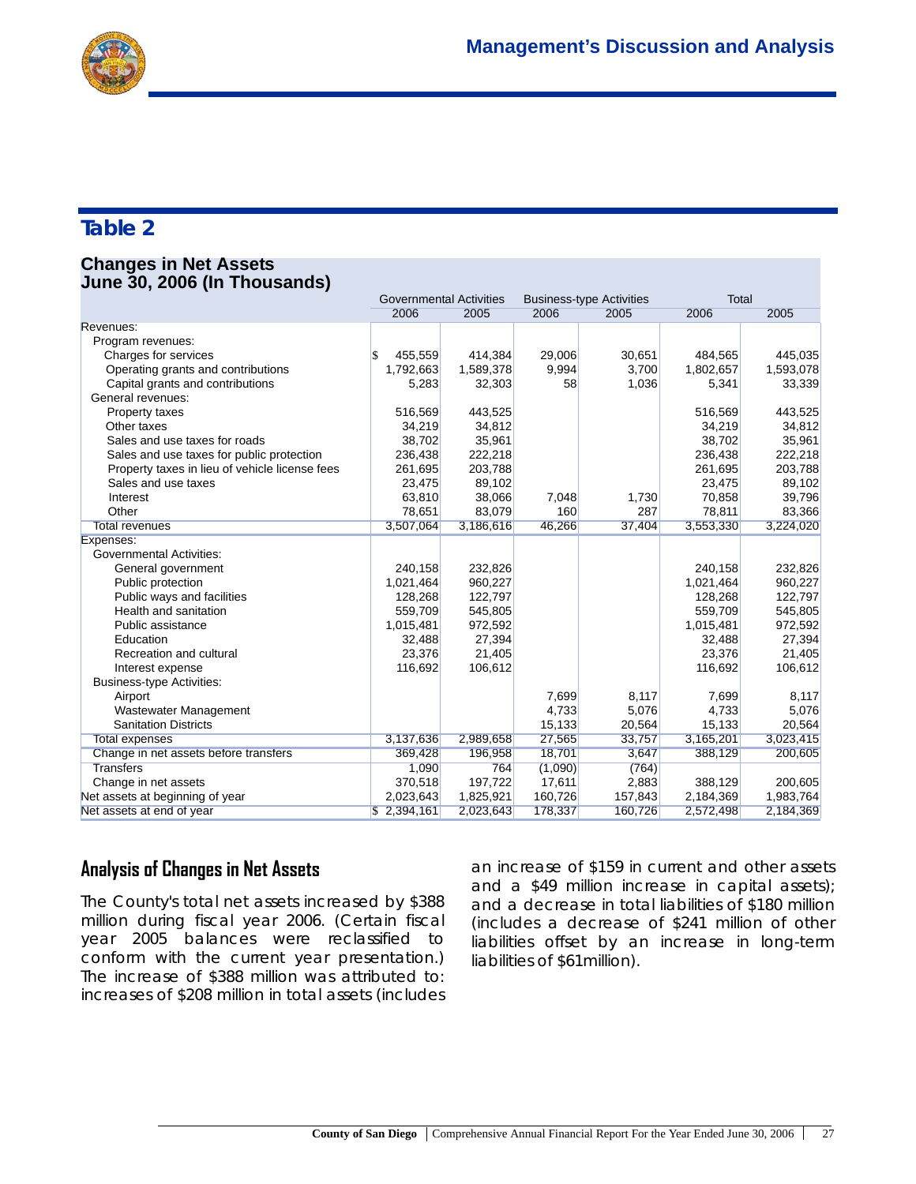## Table 2

### Changes in Net Assets
### June 30, 2006 (In Thousands)

| | Governmental Activities | | Business-type Activities | | Total | |
|---|---|---|---|---|---|---|
| | 2006 | 2005 | 2006 | 2005 | 2006 | 2005 |
| Revenues: | | | | | | |
| Program revenues: | | | | | | |
| Charges for services | $ 455,559 | 414,384 | 29,006 | 30,651 | 484,565 | 445,035 |
| Operating grants and contributions | 1,792,663 | 1,589,378 | 9,994 | 3,700 | 1,802,657 | 1,593,078 |
| Capital grants and contributions | 5,283 | 32,303 | 58 | 1,036 | 5,341 | 33,339 |
| General revenues: | | | | | | |
| Property taxes | 516,569 | 443,525 | | | 516,569 | 443,525 |
| Other taxes | 34,219 | 34,812 | | | 34,219 | 34,812 |
| Sales and use taxes for roads | 38,702 | 35,961 | | | 38,702 | 35,961 |
| Sales and use taxes for public protection | 236,438 | 222,218 | | | 236,438 | 222,218 |
| Property taxes in lieu of vehicle license fees | 261,695 | 203,788 | | | 261,695 | 203,788 |
| Sales and use taxes | 23,475 | 89,102 | | | 23,475 | 89,102 |
| Interest | 63,810 | 38,066 | 7,048 | 1,730 | 70,858 | 39,796 |
| Other | 78,651 | 83,079 | 160 | 287 | 78,811 | 83,366 |
| Total revenues | 3,507,064 | 3,186,616 | 46,266 | 37,404 | 3,553,330 | 3,224,020 |
| Expenses: | | | | | | |
| Governmental Activities: | | | | | | |
| General government | 240,158 | 232,826 | | | 240,158 | 232,826 |
| Public protection | 1,021,464 | 960,227 | | | 1,021,464 | 960,227 |
| Public ways and facilities | 128,268 | 122,797 | | | 128,268 | 122,797 |
| Health and sanitation | 559,709 | 545,805 | | | 559,709 | 545,805 |
| Public assistance | 1,015,481 | 972,592 | | | 1,015,481 | 972,592 |
| Education | 32,488 | 27,394 | | | 32,488 | 27,394 |
| Recreation and cultural | 23,376 | 21,405 | | | 23,376 | 21,405 |
| Interest expense | 116,692 | 106,612 | | | 116,692 | 106,612 |
| Business-type Activities: | | | | | | |
| Airport | | | 7,699 | 8,117 | 7,699 | 8,117 |
| Wastewater Management | | | 4,733 | 5,076 | 4,733 | 5,076 |
| Sanitation Districts | | | 15,133 | 20,564 | 15,133 | 20,564 |
| Total expenses | 3,137,636 | 2,989,658 | 27,565 | 33,757 | 3,165,201 | 3,023,415 |
| Change in net assets before transfers | 369,428 | 196,958 | 18,701 | 3,647 | 388,129 | 200,605 |
| Transfers | 1,090 | 764 | (1,090) | (764) | | |
| Change in net assets | 370,518 | 197,722 | 17,611 | 2,883 | 388,129 | 200,605 |
| Net assets at beginning of year | 2,023,643 | 1,825,921 | 160,726 | 157,843 | 2,184,369 | 1,983,764 |
| Net assets at end of year | $ 2,394,161 | 2,023,643 | 178,337 | 160,726 | 2,572,498 | 2,184,369 |

## Analysis of Changes in Net Assets

The County's total net assets increased by $388 million during fiscal year 2006. (Certain fiscal year 2005 balances were reclassified to conform with the current year presentation.) The increase of $388 million was attributed to: increases of $208 million in total assets (includes an increase of $159 in current and other assets and a $49 million increase in capital assets); and a decrease in total liabilities of $180 million (includes a decrease of $241 million of other liabilities offset by an increase in long-term liabilities of $61million).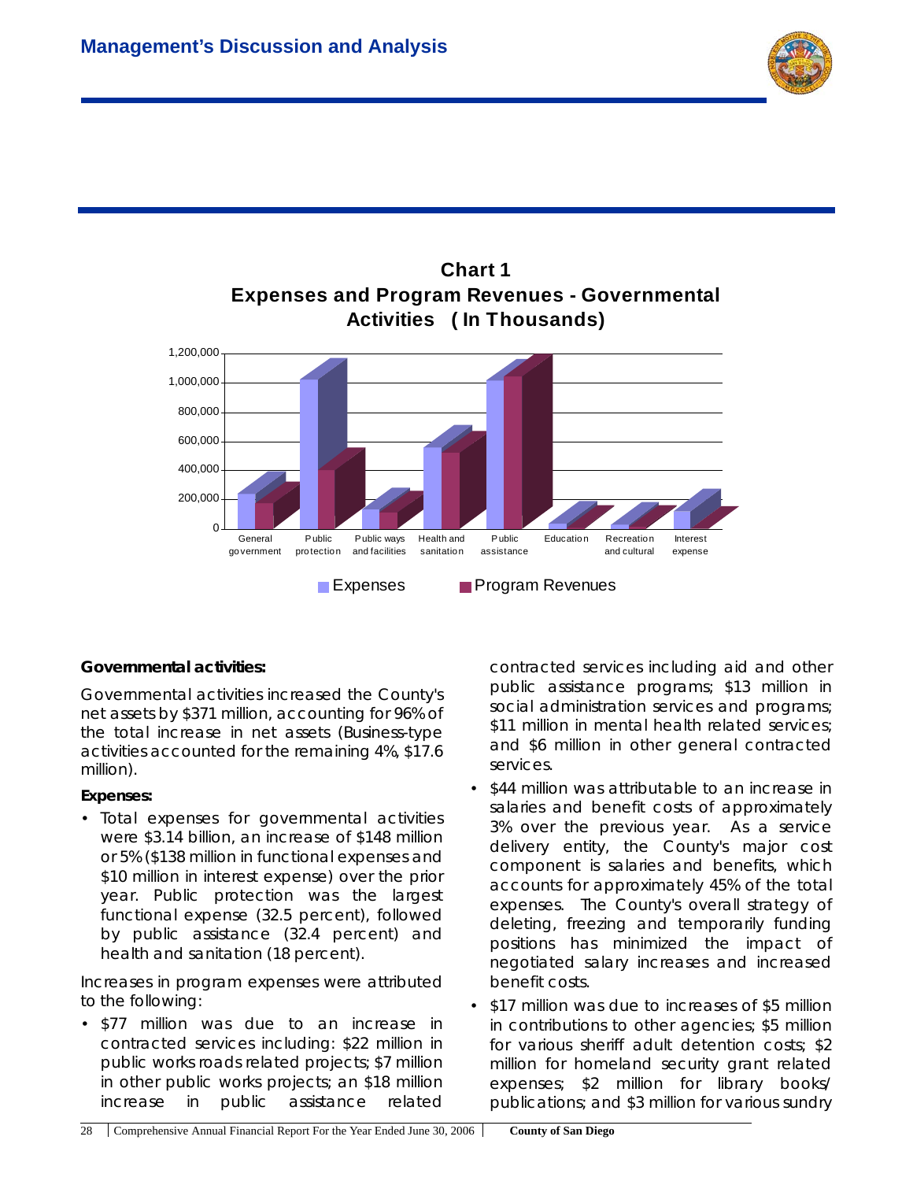**Chart 1**
**Expenses and Program Revenues - Governmental Activities (In Thousands)**

**Governmental activities:**

Governmental activities increased the County's net assets by $371 million, accounting for 96% of the total increase in net assets (Business-type activities accounted for the remaining 4%, $17.6 million).

**Expenses:**

- Total expenses for governmental activities were $3.14 billion, an increase of $148 million or 5% ($138 million in functional expenses and $10 million in interest expense) over the prior year. Public protection was the largest functional expense (32.5 percent), followed by public assistance (32.4 percent) and health and sanitation (18 percent).

Increases in program expenses were attributed to the following:

- $77 million was due to an increase in contracted services including: $22 million in public works roads related projects; $7 million in other public works projects; an $18 million increase in public assistance related contracted services including aid and other public assistance programs; $13 million in social administration services and programs; $11 million in mental health related services; and $6 million in other general contracted services.
- $44 million was attributable to an increase in salaries and benefit costs of approximately 3% over the previous year. As a service delivery entity, the County's major cost component is salaries and benefits, which accounts for approximately 45% of the total expenses. The County's overall strategy of deleting, freezing and temporarily funding positions has minimized the impact of negotiated salary increases and increased benefit costs.
- $17 million was due to increases of $5 million in contributions to other agencies; $5 million for various sheriff adult detention costs; $2 million for homeland security grant related expenses; $2 million for library books/ publications; and $3 million for various sundry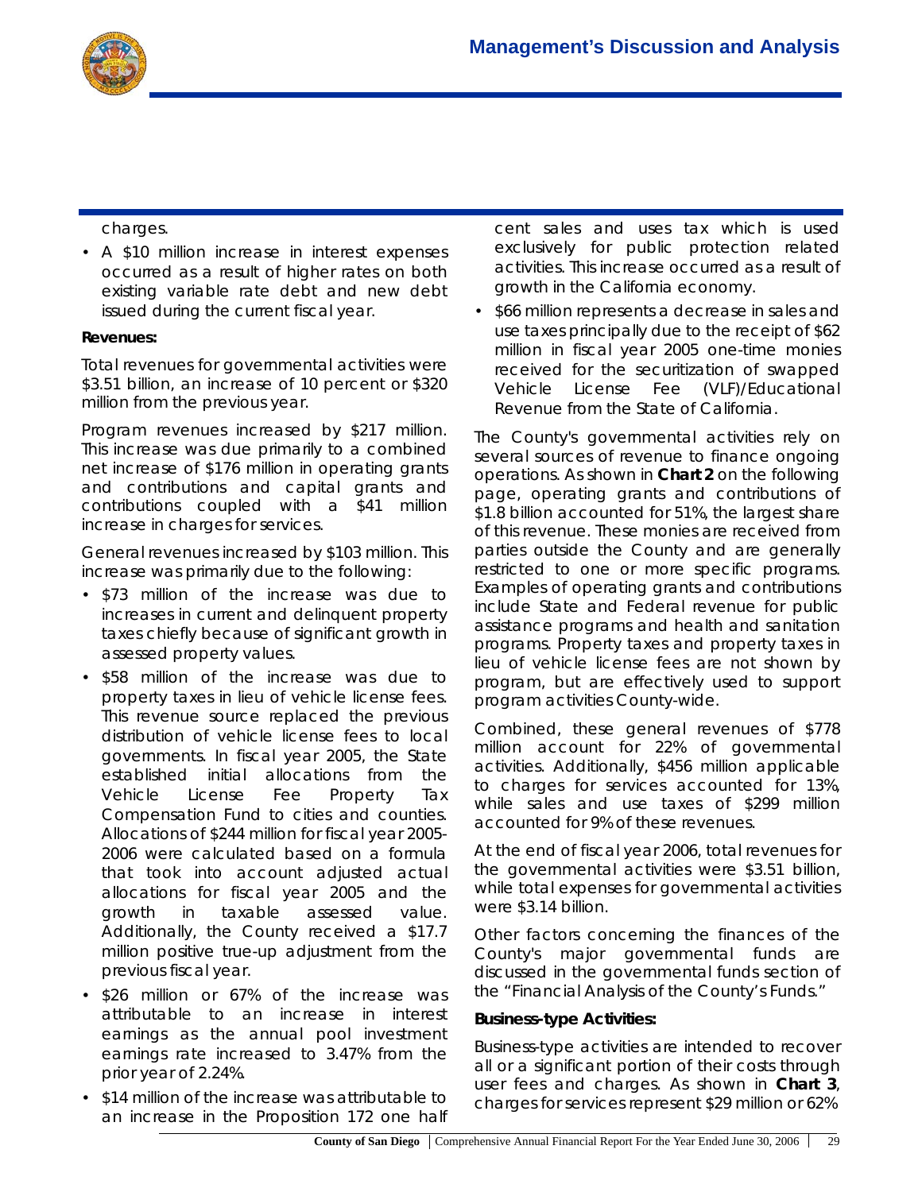charges.

- A $10 million increase in interest expenses occurred as a result of higher rates on both existing variable rate debt and new debt issued during the current fiscal year.

**Revenues:**

Total revenues for governmental activities were $3.51 billion, an increase of 10 percent or $320 million from the previous year.

Program revenues increased by $217 million. This increase was due primarily to a combined net increase of $176 million in operating grants and contributions and capital grants and contributions coupled with a $41 million increase in charges for services.

General revenues increased by $103 million. This increase was primarily due to the following:

- $73 million of the increase was due to increases in current and delinquent property taxes chiefly because of significant growth in assessed property values.
- $58 million of the increase was due to property taxes in lieu of vehicle license fees. This revenue source replaced the previous distribution of vehicle license fees to local governments. In fiscal year 2005, the State established initial allocations from the Vehicle License Fee Property Tax Compensation Fund to cities and counties. Allocations of $244 million for fiscal year 2005-2006 were calculated based on a formula that took into account adjusted actual allocations for fiscal year 2005 and the growth in taxable assessed value. Additionally, the County received a $17.7 million positive true-up adjustment from the previous fiscal year.
- $26 million or 67% of the increase was attributable to an increase in interest earnings as the annual pool investment earnings rate increased to 3.47% from the prior year of 2.24%.
- $14 million of the increase was attributable to an increase in the Proposition 172 one half cent sales and uses tax which is used exclusively for public protection related activities. This increase occurred as a result of growth in the California economy.
- $66 million represents a decrease in sales and use taxes principally due to the receipt of $62 million in fiscal year 2005 one-time monies received for the securitization of swapped Vehicle License Fee (VLF)/Educational Revenue from the State of California.

The County's governmental activities rely on several sources of revenue to finance ongoing operations. As shown in **Chart 2** on the following page, operating grants and contributions of $1.8 billion accounted for 51%, the largest share of this revenue. These monies are received from parties outside the County and are generally restricted to one or more specific programs. Examples of operating grants and contributions include State and Federal revenue for public assistance programs and health and sanitation programs. Property taxes and property taxes in lieu of vehicle license fees are not shown by program, but are effectively used to support program activities County-wide.

Combined, these general revenues of $778 million account for 22% of governmental activities. Additionally, $456 million applicable to charges for services accounted for 13%, while sales and use taxes of $299 million accounted for 9% of these revenues.

At the end of fiscal year 2006, total revenues for the governmental activities were $3.51 billion, while total expenses for governmental activities were $3.14 billion.

Other factors concerning the finances of the County's major governmental funds are discussed in the governmental funds section of the "Financial Analysis of the County's Funds."

**Business-type Activities:**

Business-type activities are intended to recover all or a significant portion of their costs through user fees and charges. As shown in **Chart 3**, charges for services represent $29 million or 62%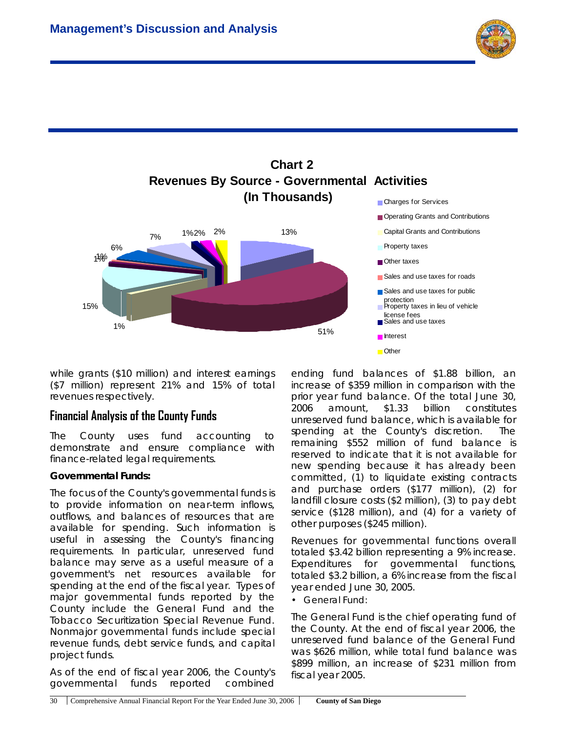**Chart 2**
**Revenues By Source - Governmental Activities**
**(In Thousands)**

- Charges for Services — 13%
- Operating Grants and Contributions — 51%
- Capital Grants and Contributions — 1%
- Property taxes — 15%
- Other taxes — 1%
- Sales and use taxes for roads — 1%
- Sales and use taxes for public protection — 6%
- Property taxes in lieu of vehicle license fees — 7%
- Sales and use taxes — 1%
- Interest — 2%
- Other — 2%

while grants ($10 million) and interest earnings ($7 million) represent 21% and 15% of total revenues respectively.

## Financial Analysis of the County Funds

The County uses fund accounting to demonstrate and ensure compliance with finance-related legal requirements.

**Governmental Funds:**

The focus of the County's governmental funds is to provide information on near-term inflows, outflows, and balances of resources that are available for spending. Such information is useful in assessing the County's financing requirements. In particular, unreserved fund balance may serve as a useful measure of a government's net resources available for spending at the end of the fiscal year. Types of major governmental funds reported by the County include the General Fund and the Tobacco Securitization Special Revenue Fund. Nonmajor governmental funds include special revenue funds, debt service funds, and capital project funds.

As of the end of fiscal year 2006, the County's governmental funds reported combined ending fund balances of $1.88 billion, an increase of $359 million in comparison with the prior year fund balance. Of the total June 30, 2006 amount, $1.33 billion constitutes unreserved fund balance, which is available for spending at the County's discretion. The remaining $552 million of fund balance is reserved to indicate that it is not available for new spending because it has already been committed, (1) to liquidate existing contracts and purchase orders ($177 million), (2) for landfill closure costs ($2 million), (3) to pay debt service ($128 million), and (4) for a variety of other purposes ($245 million).

Revenues for governmental functions overall totaled $3.42 billion representing a 9% increase. Expenditures for governmental functions, totaled $3.2 billion, a 6% increase from the fiscal year ended June 30, 2005.

- General Fund:

The General Fund is the chief operating fund of the County. At the end of fiscal year 2006, the unreserved fund balance of the General Fund was $626 million, while total fund balance was $899 million, an increase of $231 million from fiscal year 2005.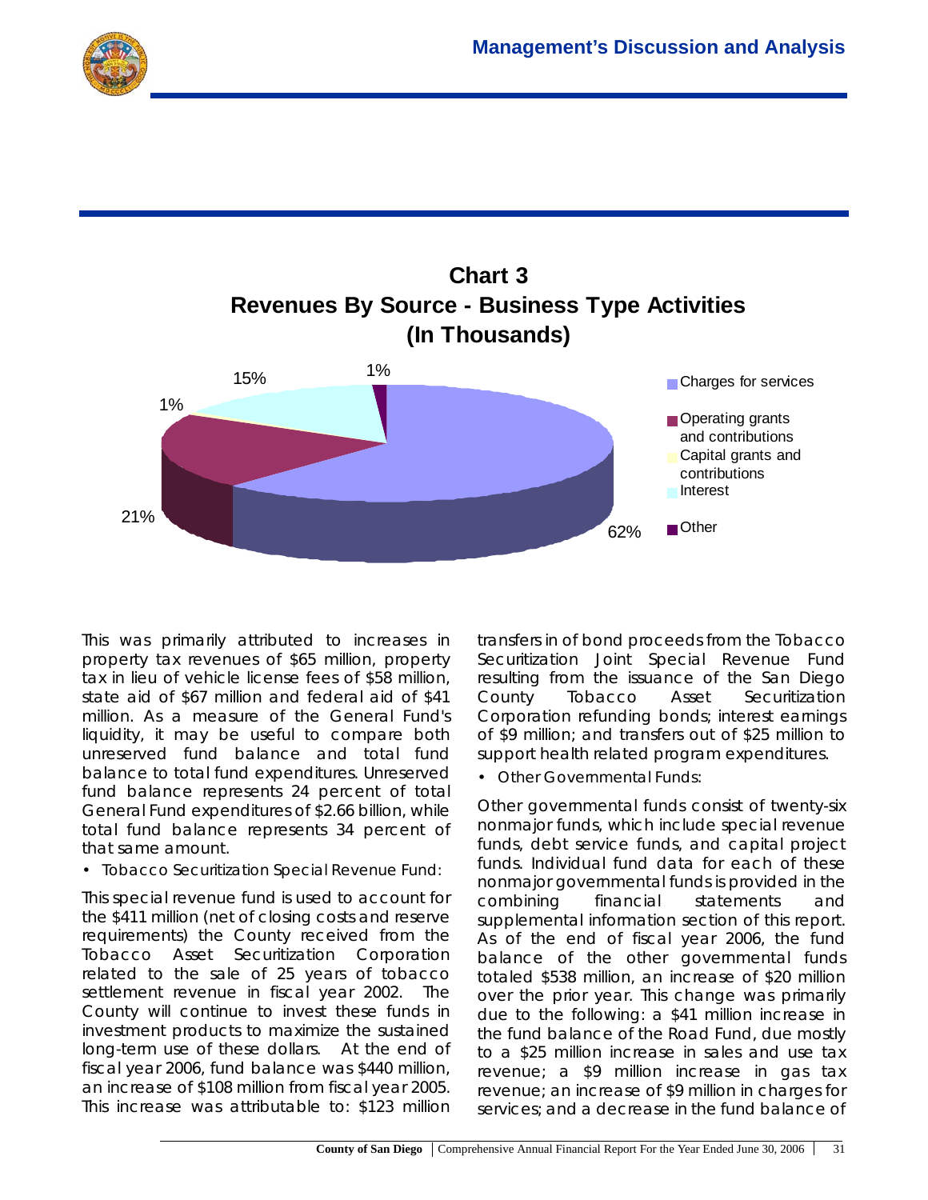## Chart 3
## Revenues By Source - Business Type Activities
## (In Thousands)

| Source | Percent |
|---|---|
| Charges for services | 62% |
| Operating grants and contributions | 21% |
| Capital grants and contributions | 1% |
| Interest | 15% |
| Other | 1% |

This was primarily attributed to increases in property tax revenues of $65 million, property tax in lieu of vehicle license fees of $58 million, state aid of $67 million and federal aid of $41 million. As a measure of the General Fund's liquidity, it may be useful to compare both unreserved fund balance and total fund balance to total fund expenditures. Unreserved fund balance represents 24 percent of total General Fund expenditures of $2.66 billion, while total fund balance represents 34 percent of that same amount.

- Tobacco Securitization Special Revenue Fund:

This special revenue fund is used to account for the $411 million (net of closing costs and reserve requirements) the County received from the Tobacco Asset Securitization Corporation related to the sale of 25 years of tobacco settlement revenue in fiscal year 2002. The County will continue to invest these funds in investment products to maximize the sustained long-term use of these dollars. At the end of fiscal year 2006, fund balance was $440 million, an increase of $108 million from fiscal year 2005. This increase was attributable to: $123 million transfers in of bond proceeds from the Tobacco Securitization Joint Special Revenue Fund resulting from the issuance of the San Diego County Tobacco Asset Securitization Corporation refunding bonds; interest earnings of $9 million; and transfers out of $25 million to support health related program expenditures.

- Other Governmental Funds:

Other governmental funds consist of twenty-six nonmajor funds, which include special revenue funds, debt service funds, and capital project funds. Individual fund data for each of these nonmajor governmental funds is provided in the combining financial statements and supplemental information section of this report. As of the end of fiscal year 2006, the fund balance of the other governmental funds totaled $538 million, an increase of $20 million over the prior year. This change was primarily due to the following: a $41 million increase in the fund balance of the Road Fund, due mostly to a $25 million increase in sales and use tax revenue; a $9 million increase in gas tax revenue; an increase of $9 million in charges for services; and a decrease in the fund balance of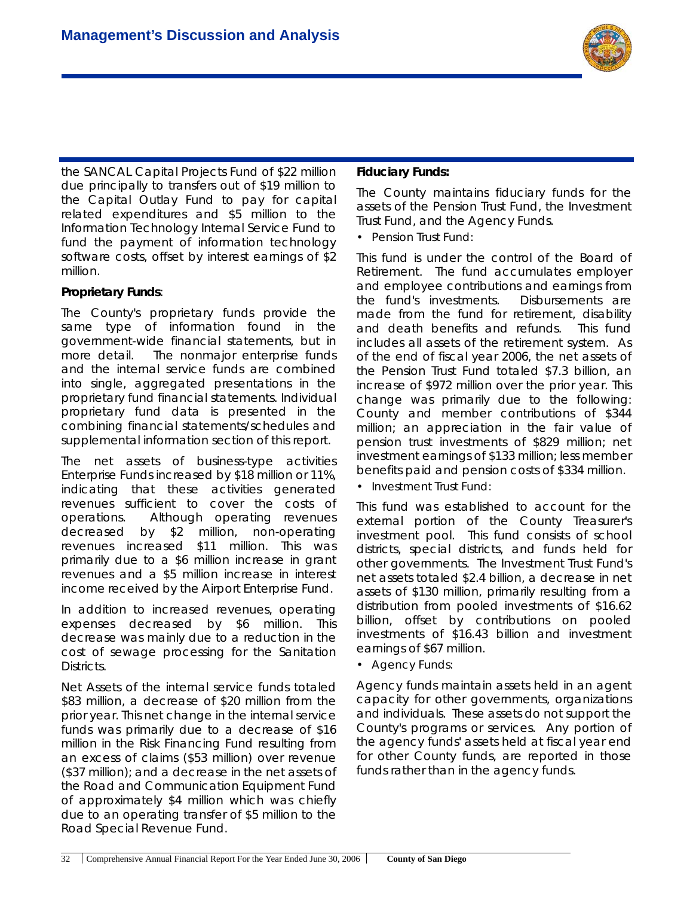the SANCAL Capital Projects Fund of $22 million due principally to transfers out of $19 million to the Capital Outlay Fund to pay for capital related expenditures and $5 million to the Information Technology Internal Service Fund to fund the payment of information technology software costs, offset by interest earnings of $2 million.

**Proprietary Funds**:

The County's proprietary funds provide the same type of information found in the government-wide financial statements, but in more detail. The nonmajor enterprise funds and the internal service funds are combined into single, aggregated presentations in the proprietary fund financial statements. Individual proprietary fund data is presented in the combining financial statements/schedules and supplemental information section of this report.

The net assets of business-type activities Enterprise Funds increased by $18 million or 11%, indicating that these activities generated revenues sufficient to cover the costs of operations. Although operating revenues decreased by $2 million, non-operating revenues increased $11 million. This was primarily due to a $6 million increase in grant revenues and a $5 million increase in interest income received by the Airport Enterprise Fund.

In addition to increased revenues, operating expenses decreased by $6 million. This decrease was mainly due to a reduction in the cost of sewage processing for the Sanitation Districts.

Net Assets of the internal service funds totaled $83 million, a decrease of $20 million from the prior year. This net change in the internal service funds was primarily due to a decrease of $16 million in the Risk Financing Fund resulting from an excess of claims ($53 million) over revenue ($37 million); and a decrease in the net assets of the Road and Communication Equipment Fund of approximately $4 million which was chiefly due to an operating transfer of $5 million to the Road Special Revenue Fund.

**Fiduciary Funds:**

The County maintains fiduciary funds for the assets of the Pension Trust Fund, the Investment Trust Fund, and the Agency Funds.

- Pension Trust Fund:

This fund is under the control of the Board of Retirement. The fund accumulates employer and employee contributions and earnings from the fund's investments. Disbursements are made from the fund for retirement, disability and death benefits and refunds. This fund includes all assets of the retirement system. As of the end of fiscal year 2006, the net assets of the Pension Trust Fund totaled $7.3 billion, an increase of $972 million over the prior year. This change was primarily due to the following: County and member contributions of $344 million; an appreciation in the fair value of pension trust investments of $829 million; net investment earnings of $133 million; less member benefits paid and pension costs of $334 million.

- Investment Trust Fund:

This fund was established to account for the external portion of the County Treasurer's investment pool. This fund consists of school districts, special districts, and funds held for other governments. The Investment Trust Fund's net assets totaled $2.4 billion, a decrease in net assets of $130 million, primarily resulting from a distribution from pooled investments of $16.62 billion, offset by contributions on pooled investments of $16.43 billion and investment earnings of $67 million.

- Agency Funds:

Agency funds maintain assets held in an agent capacity for other governments, organizations and individuals. These assets do not support the County's programs or services. Any portion of the agency funds' assets held at fiscal year end for other County funds, are reported in those funds rather than in the agency funds.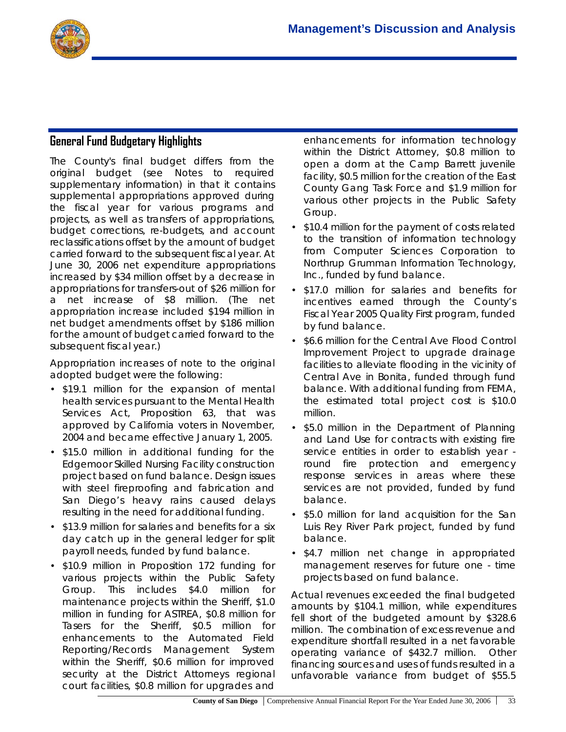## General Fund Budgetary Highlights

The County's final budget differs from the original budget (see Notes to required supplementary information) in that it contains supplemental appropriations approved during the fiscal year for various programs and projects, as well as transfers of appropriations, budget corrections, re-budgets, and account reclassifications offset by the amount of budget carried forward to the subsequent fiscal year. At June 30, 2006 net expenditure appropriations increased by $34 million offset by a decrease in appropriations for transfers-out of $26 million for a net increase of $8 million. (The net appropriation increase included $194 million in net budget amendments offset by $186 million for the amount of budget carried forward to the subsequent fiscal year.)

Appropriation increases of note to the original adopted budget were the following:

- $19.1 million for the expansion of mental health services pursuant to the Mental Health Services Act, Proposition 63, that was approved by California voters in November, 2004 and became effective January 1, 2005.
- $15.0 million in additional funding for the Edgemoor Skilled Nursing Facility construction project based on fund balance. Design issues with steel fireproofing and fabrication and San Diego's heavy rains caused delays resulting in the need for additional funding.
- $13.9 million for salaries and benefits for a six day catch up in the general ledger for split payroll needs, funded by fund balance.
- $10.9 million in Proposition 172 funding for various projects within the Public Safety Group. This includes $4.0 million for maintenance projects within the Sheriff, $1.0 million in funding for ASTREA, $0.8 million for Tasers for the Sheriff, $0.5 million for enhancements to the Automated Field Reporting/Records Management System within the Sheriff, $0.6 million for improved security at the District Attorneys regional court facilities, $0.8 million for upgrades and enhancements for information technology within the District Attorney, $0.8 million to open a dorm at the Camp Barrett juvenile facility, $0.5 million for the creation of the East County Gang Task Force and $1.9 million for various other projects in the Public Safety Group.
- $10.4 million for the payment of costs related to the transition of information technology from Computer Sciences Corporation to Northrup Grumman Information Technology, Inc., funded by fund balance.
- $17.0 million for salaries and benefits for incentives earned through the County's Fiscal Year 2005 Quality First program, funded by fund balance.
- $6.6 million for the Central Ave Flood Control Improvement Project to upgrade drainage facilities to alleviate flooding in the vicinity of Central Ave in Bonita, funded through fund balance. With additional funding from FEMA, the estimated total project cost is $10.0 million.
- $5.0 million in the Department of Planning and Land Use for contracts with existing fire service entities in order to establish year - round fire protection and emergency response services in areas where these services are not provided, funded by fund balance.
- $5.0 million for land acquisition for the San Luis Rey River Park project, funded by fund balance.
- $4.7 million net change in appropriated management reserves for future one - time projects based on fund balance.

Actual revenues exceeded the final budgeted amounts by $104.1 million, while expenditures fell short of the budgeted amount by $328.6 million. The combination of excess revenue and expenditure shortfall resulted in a net favorable operating variance of $432.7 million. Other financing sources and uses of funds resulted in a unfavorable variance from budget of $55.5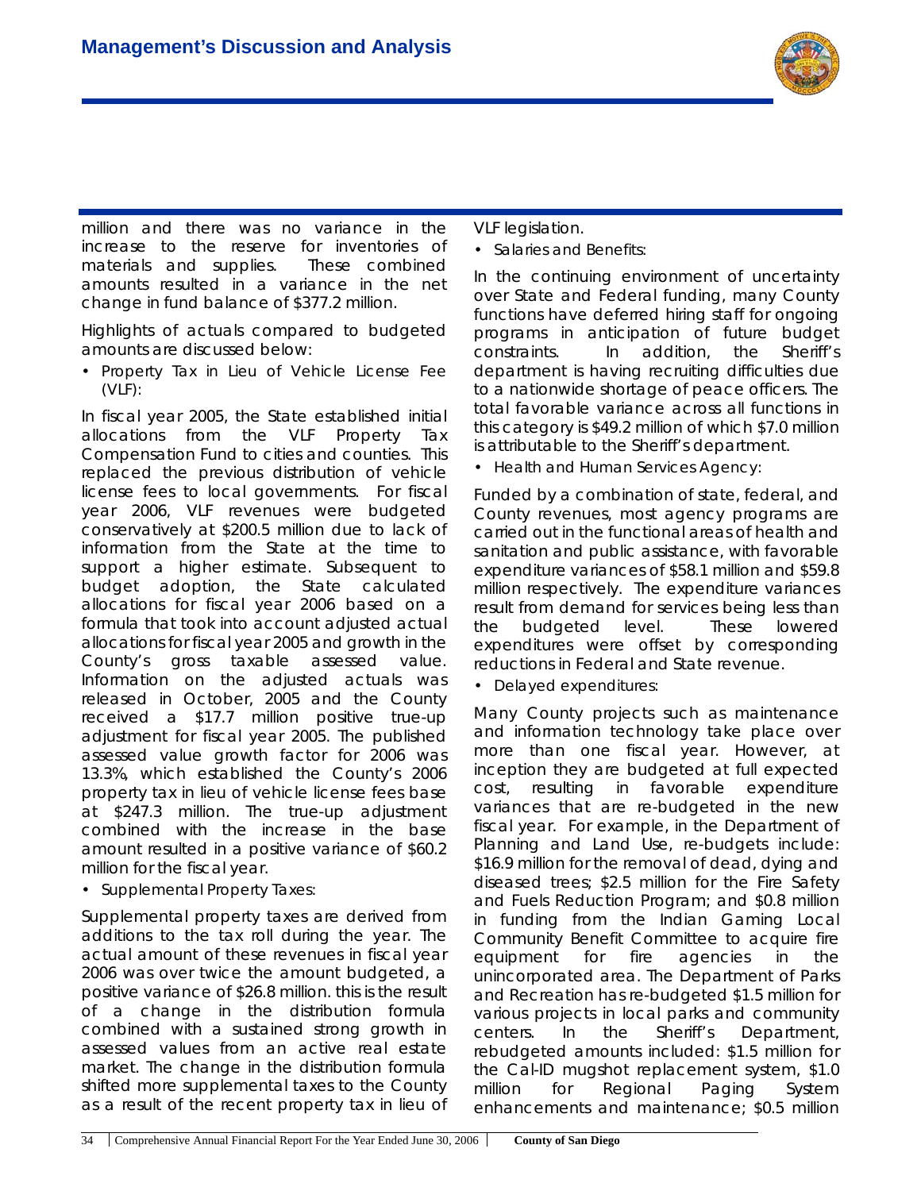million and there was no variance in the increase to the reserve for inventories of materials and supplies. These combined amounts resulted in a variance in the net change in fund balance of $377.2 million.

Highlights of actuals compared to budgeted amounts are discussed below:

- Property Tax in Lieu of Vehicle License Fee (VLF):

In fiscal year 2005, the State established initial allocations from the VLF Property Tax Compensation Fund to cities and counties. This replaced the previous distribution of vehicle license fees to local governments. For fiscal year 2006, VLF revenues were budgeted conservatively at $200.5 million due to lack of information from the State at the time to support a higher estimate. Subsequent to budget adoption, the State calculated allocations for fiscal year 2006 based on a formula that took into account adjusted actual allocations for fiscal year 2005 and growth in the County's gross taxable assessed value. Information on the adjusted actuals was released in October, 2005 and the County received a $17.7 million positive true-up adjustment for fiscal year 2005. The published assessed value growth factor for 2006 was 13.3%, which established the County's 2006 property tax in lieu of vehicle license fees base at $247.3 million. The true-up adjustment combined with the increase in the base amount resulted in a positive variance of $60.2 million for the fiscal year.

- Supplemental Property Taxes:

Supplemental property taxes are derived from additions to the tax roll during the year. The actual amount of these revenues in fiscal year 2006 was over twice the amount budgeted, a positive variance of $26.8 million. this is the result of a change in the distribution formula combined with a sustained strong growth in assessed values from an active real estate market. The change in the distribution formula shifted more supplemental taxes to the County as a result of the recent property tax in lieu of VLF legislation.

- Salaries and Benefits:

In the continuing environment of uncertainty over State and Federal funding, many County functions have deferred hiring staff for ongoing programs in anticipation of future budget constraints. In addition, the Sheriff's department is having recruiting difficulties due to a nationwide shortage of peace officers. The total favorable variance across all functions in this category is $49.2 million of which $7.0 million is attributable to the Sheriff's department.

- Health and Human Services Agency:

Funded by a combination of state, federal, and County revenues, most agency programs are carried out in the functional areas of health and sanitation and public assistance, with favorable expenditure variances of $58.1 million and $59.8 million respectively. The expenditure variances result from demand for services being less than the budgeted level. These lowered expenditures were offset by corresponding reductions in Federal and State revenue.

- Delayed expenditures:

Many County projects such as maintenance and information technology take place over more than one fiscal year. However, at inception they are budgeted at full expected cost, resulting in favorable expenditure variances that are re-budgeted in the new fiscal year. For example, in the Department of Planning and Land Use, re-budgets include: $16.9 million for the removal of dead, dying and diseased trees; $2.5 million for the Fire Safety and Fuels Reduction Program; and $0.8 million in funding from the Indian Gaming Local Community Benefit Committee to acquire fire equipment for fire agencies in the unincorporated area. The Department of Parks and Recreation has re-budgeted $1.5 million for various projects in local parks and community centers. In the Sheriff's Department, rebudgeted amounts included: $1.5 million for the Cal-ID mugshot replacement system, $1.0 million for Regional Paging System enhancements and maintenance; $0.5 million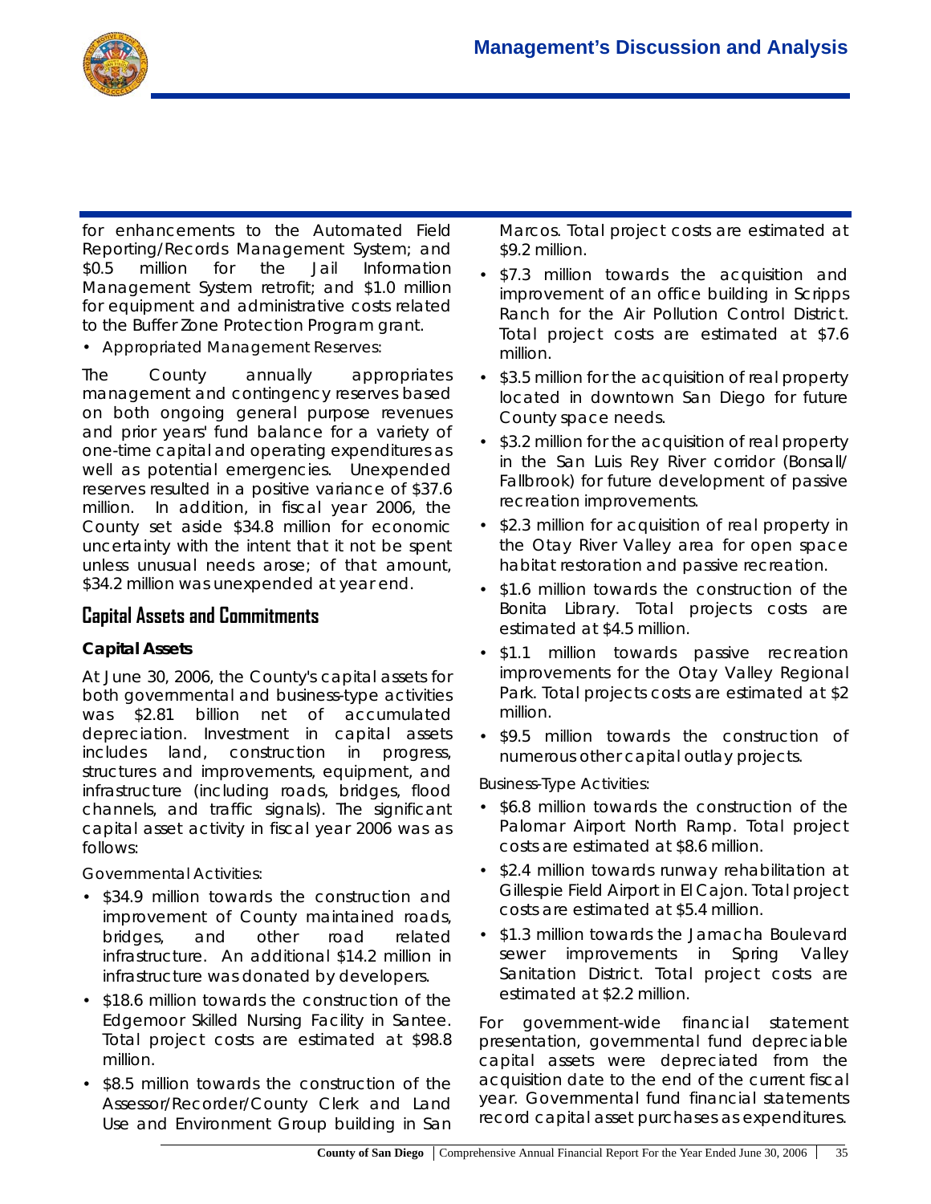for enhancements to the Automated Field Reporting/Records Management System; and $0.5 million for the Jail Information Management System retrofit; and $1.0 million for equipment and administrative costs related to the Buffer Zone Protection Program grant.

- Appropriated Management Reserves:

The County annually appropriates management and contingency reserves based on both ongoing general purpose revenues and prior years' fund balance for a variety of one-time capital and operating expenditures as well as potential emergencies. Unexpended reserves resulted in a positive variance of $37.6 million. In addition, in fiscal year 2006, the County set aside $34.8 million for economic uncertainty with the intent that it not be spent unless unusual needs arose; of that amount, $34.2 million was unexpended at year end.

## Capital Assets and Commitments

### Capital Assets

At June 30, 2006, the County's capital assets for both governmental and business-type activities was $2.81 billion net of accumulated depreciation. Investment in capital assets includes land, construction in progress, structures and improvements, equipment, and infrastructure (including roads, bridges, flood channels, and traffic signals). The significant capital asset activity in fiscal year 2006 was as follows:

Governmental Activities:

- $34.9 million towards the construction and improvement of County maintained roads, bridges, and other road related infrastructure. An additional $14.2 million in infrastructure was donated by developers.
- $18.6 million towards the construction of the Edgemoor Skilled Nursing Facility in Santee. Total project costs are estimated at $98.8 million.
- $8.5 million towards the construction of the Assessor/Recorder/County Clerk and Land Use and Environment Group building in San Marcos. Total project costs are estimated at $9.2 million.
- $7.3 million towards the acquisition and improvement of an office building in Scripps Ranch for the Air Pollution Control District. Total project costs are estimated at $7.6 million.
- $3.5 million for the acquisition of real property located in downtown San Diego for future County space needs.
- $3.2 million for the acquisition of real property in the San Luis Rey River corridor (Bonsall/ Fallbrook) for future development of passive recreation improvements.
- $2.3 million for acquisition of real property in the Otay River Valley area for open space habitat restoration and passive recreation.
- $1.6 million towards the construction of the Bonita Library. Total projects costs are estimated at $4.5 million.
- $1.1 million towards passive recreation improvements for the Otay Valley Regional Park. Total projects costs are estimated at $2 million.
- $9.5 million towards the construction of numerous other capital outlay projects.

Business-Type Activities:

- $6.8 million towards the construction of the Palomar Airport North Ramp. Total project costs are estimated at $8.6 million.
- $2.4 million towards runway rehabilitation at Gillespie Field Airport in El Cajon. Total project costs are estimated at $5.4 million.
- $1.3 million towards the Jamacha Boulevard sewer improvements in Spring Valley Sanitation District. Total project costs are estimated at $2.2 million.

For government-wide financial statement presentation, governmental fund depreciable capital assets were depreciated from the acquisition date to the end of the current fiscal year. Governmental fund financial statements record capital asset purchases as expenditures.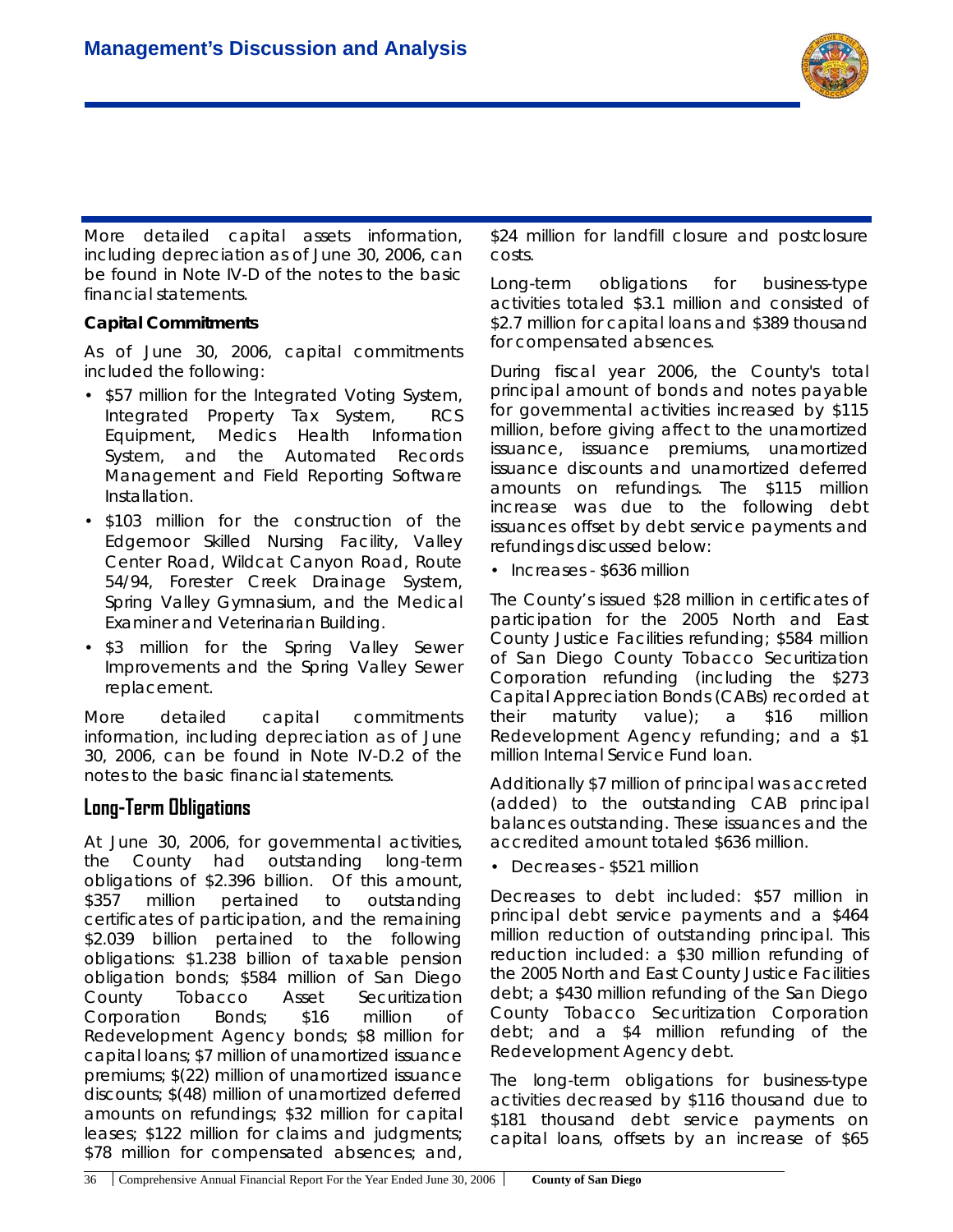More detailed capital assets information, including depreciation as of June 30, 2006, can be found in Note IV-D of the notes to the basic financial statements.

**Capital Commitments**

As of June 30, 2006, capital commitments included the following:

- $57 million for the Integrated Voting System, Integrated Property Tax System, RCS Equipment, Medics Health Information System, and the Automated Records Management and Field Reporting Software Installation.
- $103 million for the construction of the Edgemoor Skilled Nursing Facility, Valley Center Road, Wildcat Canyon Road, Route 54/94, Forester Creek Drainage System, Spring Valley Gymnasium, and the Medical Examiner and Veterinarian Building.
- $3 million for the Spring Valley Sewer Improvements and the Spring Valley Sewer replacement.

More detailed capital commitments information, including depreciation as of June 30, 2006, can be found in Note IV-D.2 of the notes to the basic financial statements.

## Long-Term Obligations

At June 30, 2006, for governmental activities, the County had outstanding long-term obligations of $2.396 billion. Of this amount, $357 million pertained to outstanding certificates of participation, and the remaining $2.039 billion pertained to the following obligations: $1.238 billion of taxable pension obligation bonds; $584 million of San Diego County Tobacco Asset Securitization Corporation Bonds; $16 million of Redevelopment Agency bonds; $8 million for capital loans; $7 million of unamortized issuance premiums; $(22) million of unamortized issuance discounts; $(48) million of unamortized deferred amounts on refundings; $32 million for capital leases; $122 million for claims and judgments; $78 million for compensated absences; and, $24 million for landfill closure and postclosure costs.

Long-term obligations for business-type activities totaled $3.1 million and consisted of $2.7 million for capital loans and $389 thousand for compensated absences.

During fiscal year 2006, the County's total principal amount of bonds and notes payable for governmental activities increased by $115 million, before giving affect to the unamortized issuance, issuance premiums, unamortized issuance discounts and unamortized deferred amounts on refundings. The $115 million increase was due to the following debt issuances offset by debt service payments and refundings discussed below:

- Increases - $636 million

The County's issued $28 million in certificates of participation for the 2005 North and East County Justice Facilities refunding; $584 million of San Diego County Tobacco Securitization Corporation refunding (including the $273 Capital Appreciation Bonds (CABs) recorded at their maturity value); a $16 million Redevelopment Agency refunding; and a $1 million Internal Service Fund loan.

Additionally $7 million of principal was accreted (added) to the outstanding CAB principal balances outstanding. These issuances and the accredited amount totaled $636 million.

- Decreases - $521 million

Decreases to debt included: $57 million in principal debt service payments and a $464 million reduction of outstanding principal. This reduction included: a $30 million refunding of the 2005 North and East County Justice Facilities debt; a $430 million refunding of the San Diego County Tobacco Securitization Corporation debt; and a $4 million refunding of the Redevelopment Agency debt.

The long-term obligations for business-type activities decreased by $116 thousand due to $181 thousand debt service payments on capital loans, offsets by an increase of $65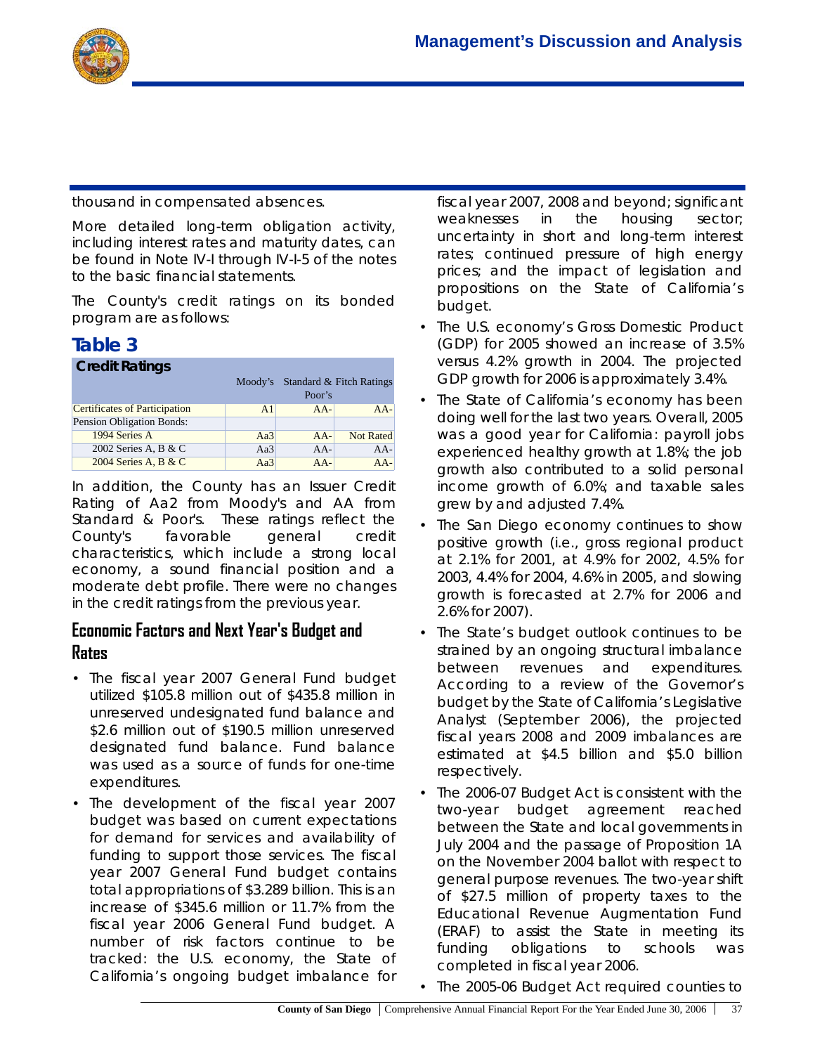thousand in compensated absences.

More detailed long-term obligation activity, including interest rates and maturity dates, can be found in Note IV-I through IV-I-5 of the notes to the basic financial statements.

The County's credit ratings on its bonded program are as follows:

## Table 3

**Credit Ratings**

| | Moody's | Standard & Poor's | Fitch Ratings |
|---|---|---|---|
| Certificates of Participation | A1 | AA- | AA- |
| Pension Obligation Bonds: | | | |
| 1994 Series A | Aa3 | AA- | Not Rated |
| 2002 Series A, B & C | Aa3 | AA- | AA- |
| 2004 Series A, B & C | Aa3 | AA- | AA- |

In addition, the County has an Issuer Credit Rating of Aa2 from Moody's and AA from Standard & Poor's. These ratings reflect the County's favorable general credit characteristics, which include a strong local economy, a sound financial position and a moderate debt profile. There were no changes in the credit ratings from the previous year.

## Economic Factors and Next Year's Budget and Rates

- The fiscal year 2007 General Fund budget utilized $105.8 million out of $435.8 million in unreserved undesignated fund balance and $2.6 million out of $190.5 million unreserved designated fund balance. Fund balance was used as a source of funds for one-time expenditures.
- The development of the fiscal year 2007 budget was based on current expectations for demand for services and availability of funding to support those services. The fiscal year 2007 General Fund budget contains total appropriations of $3.289 billion. This is an increase of $345.6 million or 11.7% from the fiscal year 2006 General Fund budget. A number of risk factors continue to be tracked: the U.S. economy, the State of California's ongoing budget imbalance for fiscal year 2007, 2008 and beyond; significant weaknesses in the housing sector; uncertainty in short and long-term interest rates; continued pressure of high energy prices; and the impact of legislation and propositions on the State of California's budget.
- The U.S. economy's Gross Domestic Product (GDP) for 2005 showed an increase of 3.5% versus 4.2% growth in 2004. The projected GDP growth for 2006 is approximately 3.4%.
- The State of California's economy has been doing well for the last two years. Overall, 2005 was a good year for California: payroll jobs experienced healthy growth at 1.8%; the job growth also contributed to a solid personal income growth of 6.0%; and taxable sales grew by and adjusted 7.4%.
- The San Diego economy continues to show positive growth (i.e., gross regional product at 2.1% for 2001, at 4.9% for 2002, 4.5% for 2003, 4.4% for 2004, 4.6% in 2005, and slowing growth is forecasted at 2.7% for 2006 and 2.6% for 2007).
- The State's budget outlook continues to be strained by an ongoing structural imbalance between revenues and expenditures. According to a review of the Governor's budget by the State of California's Legislative Analyst (September 2006), the projected fiscal years 2008 and 2009 imbalances are estimated at $4.5 billion and $5.0 billion respectively.
- The 2006-07 Budget Act is consistent with the two-year budget agreement reached between the State and local governments in July 2004 and the passage of Proposition 1A on the November 2004 ballot with respect to general purpose revenues. The two-year shift of $27.5 million of property taxes to the Educational Revenue Augmentation Fund (ERAF) to assist the State in meeting its funding obligations to schools was completed in fiscal year 2006.
- The 2005-06 Budget Act required counties to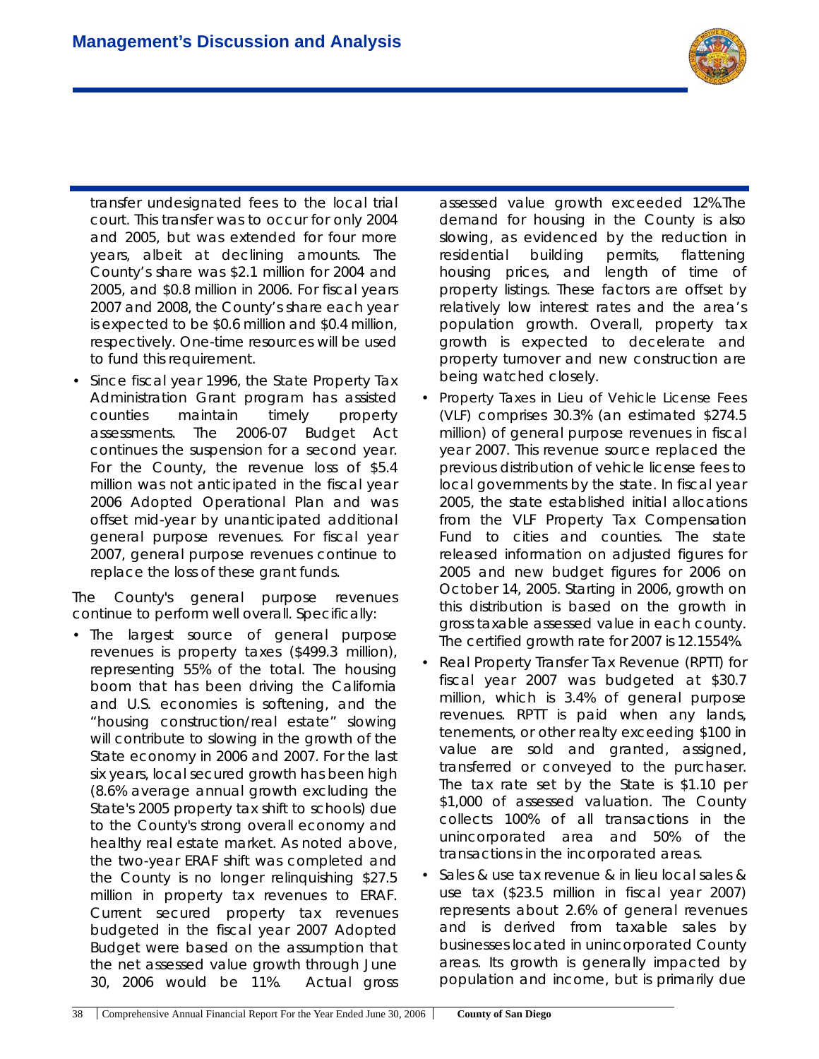transfer undesignated fees to the local trial court. This transfer was to occur for only 2004 and 2005, but was extended for four more years, albeit at declining amounts. The County's share was $2.1 million for 2004 and 2005, and $0.8 million in 2006. For fiscal years 2007 and 2008, the County's share each year is expected to be $0.6 million and $0.4 million, respectively. One-time resources will be used to fund this requirement.

- Since fiscal year 1996, the State Property Tax Administration Grant program has assisted counties maintain timely property assessments. The 2006-07 Budget Act continues the suspension for a second year. For the County, the revenue loss of $5.4 million was not anticipated in the fiscal year 2006 Adopted Operational Plan and was offset mid-year by unanticipated additional general purpose revenues. For fiscal year 2007, general purpose revenues continue to replace the loss of these grant funds.

The County's general purpose revenues continue to perform well overall. Specifically:

- The largest source of general purpose revenues is property taxes ($499.3 million), representing 55% of the total. The housing boom that has been driving the California and U.S. economies is softening, and the "housing construction/real estate" slowing will contribute to slowing in the growth of the State economy in 2006 and 2007. For the last six years, local secured growth has been high (8.6% average annual growth excluding the State's 2005 property tax shift to schools) due to the County's strong overall economy and healthy real estate market. As noted above, the two-year ERAF shift was completed and the County is no longer relinquishing $27.5 million in property tax revenues to ERAF. Current secured property tax revenues budgeted in the fiscal year 2007 Adopted Budget were based on the assumption that the net assessed value growth through June 30, 2006 would be 11%. Actual gross assessed value growth exceeded 12%.The demand for housing in the County is also slowing, as evidenced by the reduction in residential building permits, flattening housing prices, and length of time of property listings. These factors are offset by relatively low interest rates and the area's population growth. Overall, property tax growth is expected to decelerate and property turnover and new construction are being watched closely.
- Property Taxes in Lieu of Vehicle License Fees (VLF) comprises 30.3% (an estimated $274.5 million) of general purpose revenues in fiscal year 2007. This revenue source replaced the previous distribution of vehicle license fees to local governments by the state. In fiscal year 2005, the state established initial allocations from the VLF Property Tax Compensation Fund to cities and counties. The state released information on adjusted figures for 2005 and new budget figures for 2006 on October 14, 2005. Starting in 2006, growth on this distribution is based on the growth in gross taxable assessed value in each county. The certified growth rate for 2007 is 12.1554%.
- Real Property Transfer Tax Revenue (RPTT) for fiscal year 2007 was budgeted at $30.7 million, which is 3.4% of general purpose revenues. RPTT is paid when any lands, tenements, or other realty exceeding $100 in value are sold and granted, assigned, transferred or conveyed to the purchaser. The tax rate set by the State is $1.10 per $1,000 of assessed valuation. The County collects 100% of all transactions in the unincorporated area and 50% of the transactions in the incorporated areas.
- Sales & use tax revenue & in lieu local sales & use tax ($23.5 million in fiscal year 2007) represents about 2.6% of general revenues and is derived from taxable sales by businesses located in unincorporated County areas. Its growth is generally impacted by population and income, but is primarily due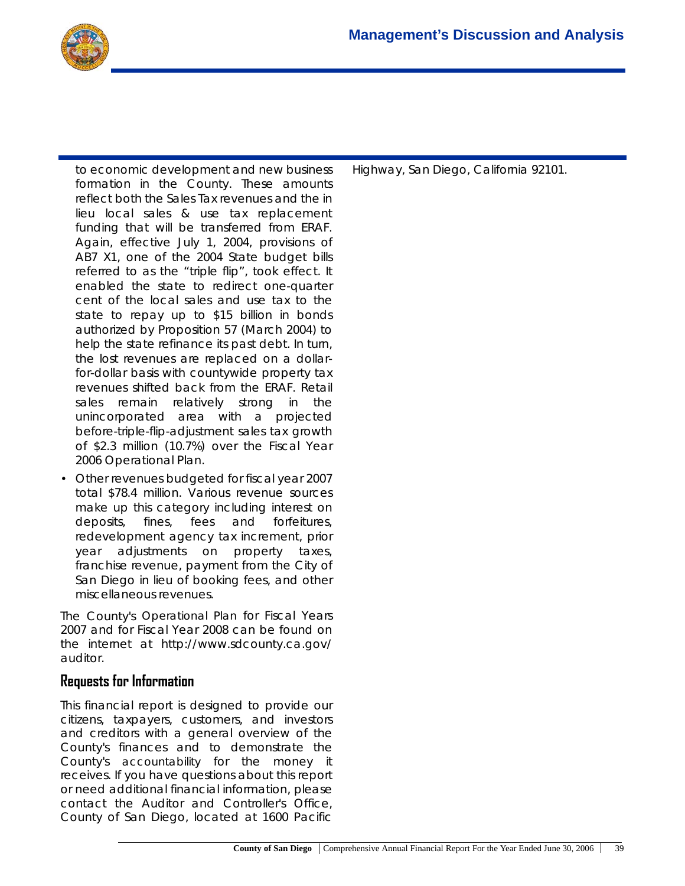to economic development and new business formation in the County. These amounts reflect both the Sales Tax revenues and the in lieu local sales & use tax replacement funding that will be transferred from ERAF. Again, effective July 1, 2004, provisions of AB7 X1, one of the 2004 State budget bills referred to as the "triple flip", took effect. It enabled the state to redirect one-quarter cent of the local sales and use tax to the state to repay up to $15 billion in bonds authorized by Proposition 57 (March 2004) to help the state refinance its past debt. In turn, the lost revenues are replaced on a dollar-for-dollar basis with countywide property tax revenues shifted back from the ERAF. Retail sales remain relatively strong in the unincorporated area with a projected before-triple-flip-adjustment sales tax growth of $2.3 million (10.7%) over the Fiscal Year 2006 Operational Plan.

- Other revenues budgeted for fiscal year 2007 total $78.4 million. Various revenue sources make up this category including interest on deposits, fines, fees and forfeitures, redevelopment agency tax increment, prior year adjustments on property taxes, franchise revenue, payment from the City of San Diego in lieu of booking fees, and other miscellaneous revenues.

The County's Operational Plan for Fiscal Years 2007 and for Fiscal Year 2008 can be found on the internet at http://www.sdcounty.ca.gov/auditor.

## Requests for Information

This financial report is designed to provide our citizens, taxpayers, customers, and investors and creditors with a general overview of the County's finances and to demonstrate the County's accountability for the money it receives. If you have questions about this report or need additional financial information, please contact the Auditor and Controller's Office, County of San Diego, located at 1600 Pacific Highway, San Diego, California 92101.